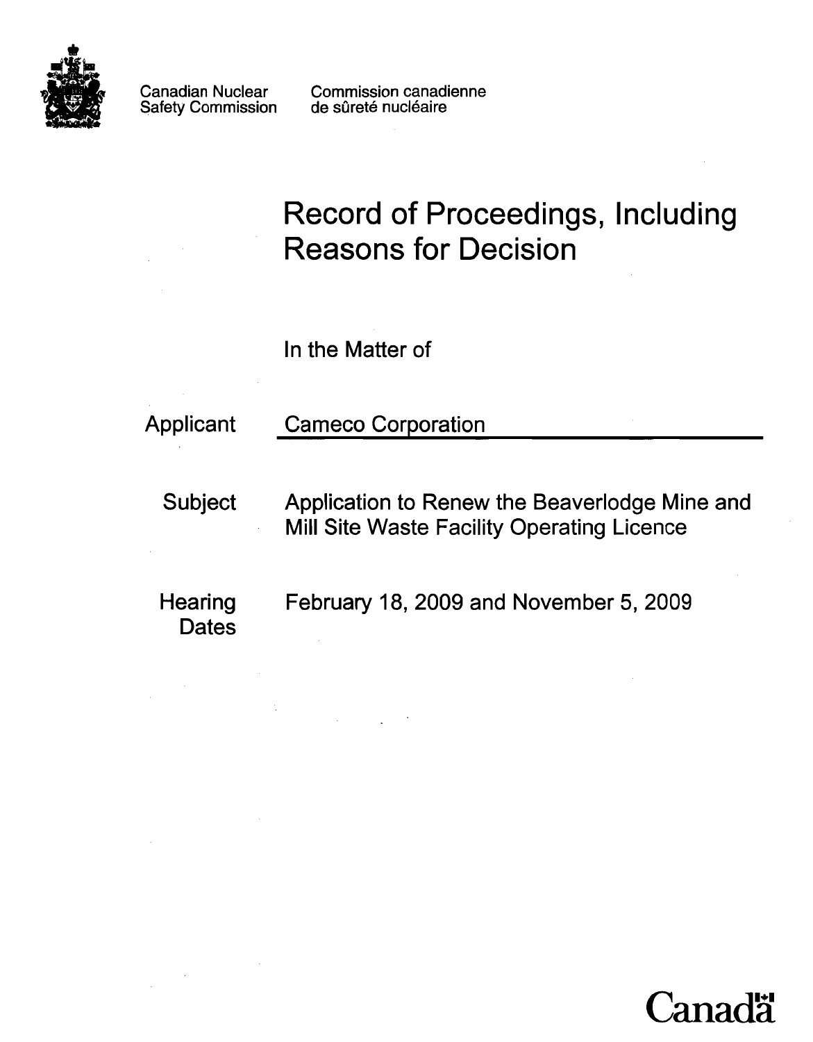Canadian Nuclear Safety Commission

Commission canadienne de sûreté nucléaire

# Record of Proceedings, Including Reasons for Decision

In the Matter of

| | |
|---|---|
| Applicant | Cameco Corporation |
| Subject | Application to Renew the Beaverlodge Mine and Mill Site Waste Facility Operating Licence |
| Hearing Dates | February 18, 2009 and November 5, 2009 |

Canada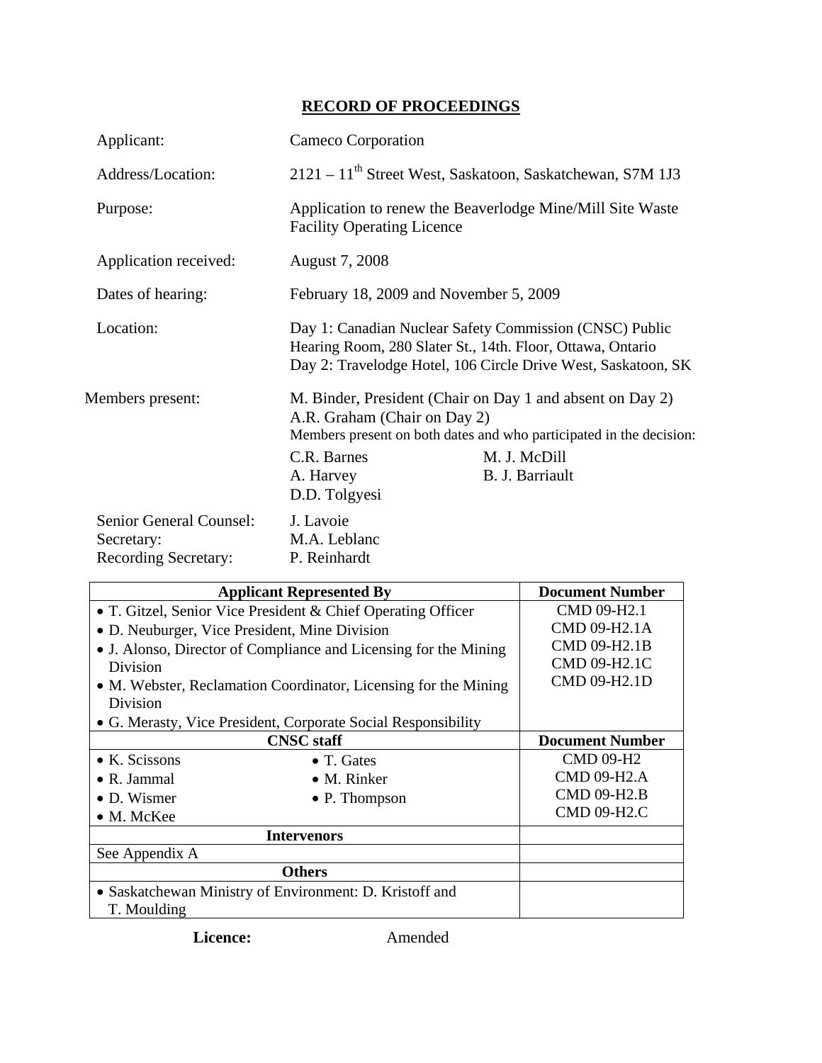## RECORD OF PROCEEDINGS

| | |
|---|---|
| Applicant: | Cameco Corporation |
| Address/Location: | 2121 – 11th Street West, Saskatoon, Saskatchewan, S7M 1J3 |
| Purpose: | Application to renew the Beaverlodge Mine/Mill Site Waste Facility Operating Licence |
| Application received: | August 7, 2008 |
| Dates of hearing: | February 18, 2009 and November 5, 2009 |
| Location: | Day 1: Canadian Nuclear Safety Commission (CNSC) Public Hearing Room, 280 Slater St., 14th. Floor, Ottawa, Ontario<br>Day 2: Travelodge Hotel, 106 Circle Drive West, Saskatoon, SK |
| Members present: | M. Binder, President (Chair on Day 1 and absent on Day 2)<br>A.R. Graham (Chair on Day 2)<br>Members present on both dates and who participated in the decision:<br>C.R. Barnes, M. J. McDill, A. Harvey, B. J. Barriault, D.D. Tolgyesi |
| Senior General Counsel: | J. Lavoie |
| Secretary: | M.A. Leblanc |
| Recording Secretary: | P. Reinhardt |

| Applicant Represented By | Document Number |
|---|---|
| • T. Gitzel, Senior Vice President & Chief Operating Officer<br>• D. Neuburger, Vice President, Mine Division<br>• J. Alonso, Director of Compliance and Licensing for the Mining Division<br>• M. Webster, Reclamation Coordinator, Licensing for the Mining Division<br>• G. Merasty, Vice President, Corporate Social Responsibility | CMD 09-H2.1<br>CMD 09-H2.1A<br>CMD 09-H2.1B<br>CMD 09-H2.1C<br>CMD 09-H2.1D |
| **CNSC staff** | **Document Number** |
| • K. Scissons • T. Gates<br>• R. Jammal • M. Rinker<br>• D. Wismer • P. Thompson<br>• M. McKee | CMD 09-H2<br>CMD 09-H2.A<br>CMD 09-H2.B<br>CMD 09-H2.C |
| **Intervenors** | |
| See Appendix A | |
| **Others** | |
| • Saskatchewan Ministry of Environment: D. Kristoff and T. Moulding | |

**Licence:** Amended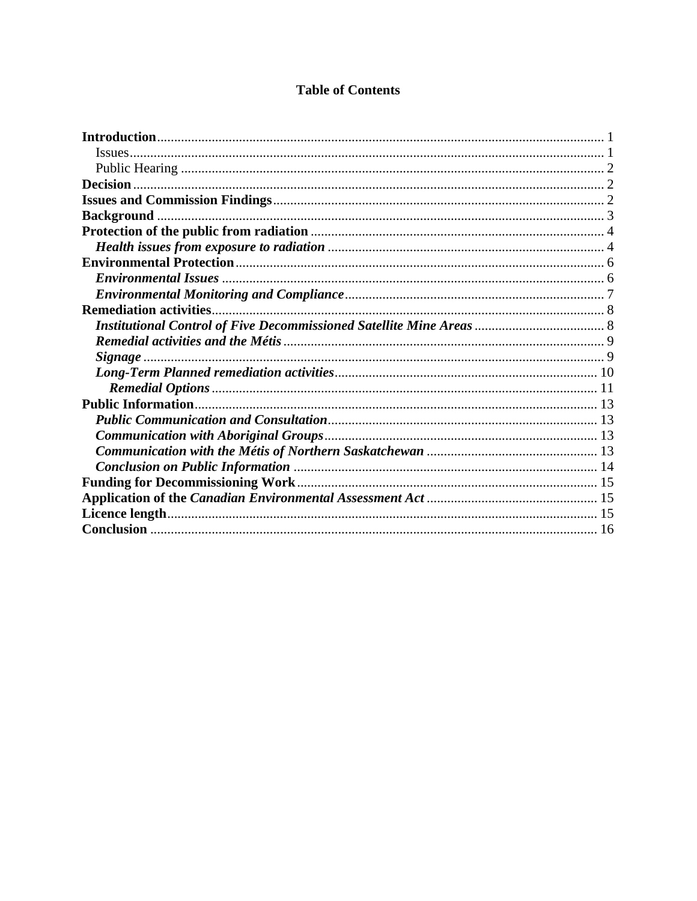## Table of Contents

**Introduction** ..... 1
- Issues ..... 1
- Public Hearing ..... 2

**Decision** ..... 2

**Issues and Commission Findings** ..... 2

**Background** ..... 3

**Protection of the public from radiation** ..... 4
- ***Health issues from exposure to radiation*** ..... 4

**Environmental Protection** ..... 6
- ***Environmental Issues*** ..... 6
- ***Environmental Monitoring and Compliance*** ..... 7

**Remediation activities** ..... 8
- ***Institutional Control of Five Decommissioned Satellite Mine Areas*** ..... 8
- ***Remedial activities and the Métis*** ..... 9
- ***Signage*** ..... 9
- ***Long-Term Planned remediation activities*** ..... 10
  - ***Remedial Options*** ..... 11

**Public Information** ..... 13
- ***Public Communication and Consultation*** ..... 13
- ***Communication with Aboriginal Groups*** ..... 13
- ***Communication with the Métis of Northern Saskatchewan*** ..... 13
- ***Conclusion on Public Information*** ..... 14

**Funding for Decommissioning Work** ..... 15

**Application of the *Canadian Environmental Assessment Act*** ..... 15

**Licence length** ..... 15

**Conclusion** ..... 16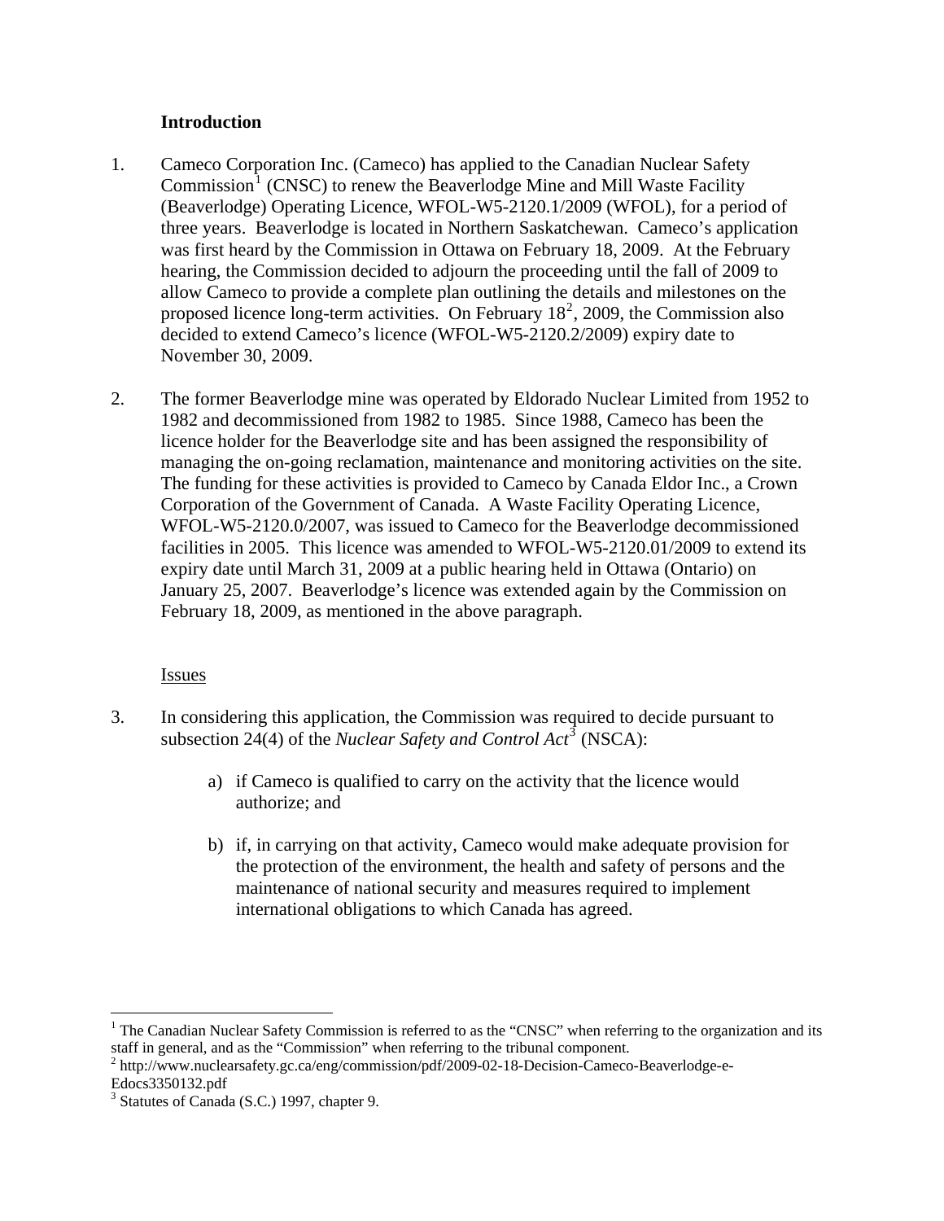**Introduction**

1. Cameco Corporation Inc. (Cameco) has applied to the Canadian Nuclear Safety Commission[1] (CNSC) to renew the Beaverlodge Mine and Mill Waste Facility (Beaverlodge) Operating Licence, WFOL-W5-2120.1/2009 (WFOL), for a period of three years. Beaverlodge is located in Northern Saskatchewan. Cameco's application was first heard by the Commission in Ottawa on February 18, 2009. At the February hearing, the Commission decided to adjourn the proceeding until the fall of 2009 to allow Cameco to provide a complete plan outlining the details and milestones on the proposed licence long-term activities. On February 18[2], 2009, the Commission also decided to extend Cameco's licence (WFOL-W5-2120.2/2009) expiry date to November 30, 2009.

2. The former Beaverlodge mine was operated by Eldorado Nuclear Limited from 1952 to 1982 and decommissioned from 1982 to 1985. Since 1988, Cameco has been the licence holder for the Beaverlodge site and has been assigned the responsibility of managing the on-going reclamation, maintenance and monitoring activities on the site. The funding for these activities is provided to Cameco by Canada Eldor Inc., a Crown Corporation of the Government of Canada. A Waste Facility Operating Licence, WFOL-W5-2120.0/2007, was issued to Cameco for the Beaverlodge decommissioned facilities in 2005. This licence was amended to WFOL-W5-2120.01/2009 to extend its expiry date until March 31, 2009 at a public hearing held in Ottawa (Ontario) on January 25, 2007. Beaverlodge's licence was extended again by the Commission on February 18, 2009, as mentioned in the above paragraph.

<u>Issues</u>

3. In considering this application, the Commission was required to decide pursuant to subsection 24(4) of the *Nuclear Safety and Control Act*[3] (NSCA):

   a) if Cameco is qualified to carry on the activity that the licence would authorize; and

   b) if, in carrying on that activity, Cameco would make adequate provision for the protection of the environment, the health and safety of persons and the maintenance of national security and measures required to implement international obligations to which Canada has agreed.

---

[1] The Canadian Nuclear Safety Commission is referred to as the "CNSC" when referring to the organization and its staff in general, and as the "Commission" when referring to the tribunal component.

[2] http://www.nuclearsafety.gc.ca/eng/commission/pdf/2009-02-18-Decision-Cameco-Beaverlodge-e-Edocs3350132.pdf

[3] Statutes of Canada (S.C.) 1997, chapter 9.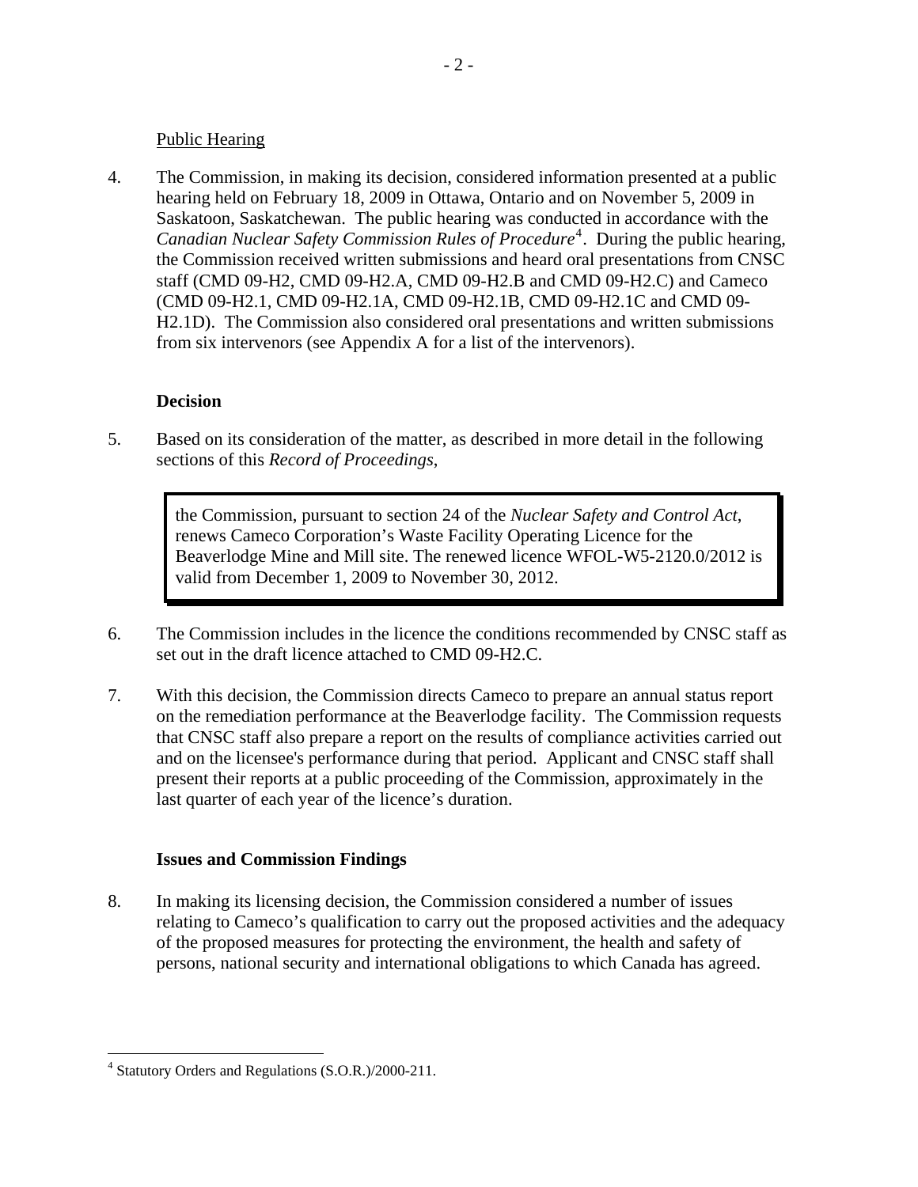Public Hearing

4. The Commission, in making its decision, considered information presented at a public hearing held on February 18, 2009 in Ottawa, Ontario and on November 5, 2009 in Saskatoon, Saskatchewan. The public hearing was conducted in accordance with the *Canadian Nuclear Safety Commission Rules of Procedure*[4]. During the public hearing, the Commission received written submissions and heard oral presentations from CNSC staff (CMD 09-H2, CMD 09-H2.A, CMD 09-H2.B and CMD 09-H2.C) and Cameco (CMD 09-H2.1, CMD 09-H2.1A, CMD 09-H2.1B, CMD 09-H2.1C and CMD 09-H2.1D). The Commission also considered oral presentations and written submissions from six intervenors (see Appendix A for a list of the intervenors).

**Decision**

5. Based on its consideration of the matter, as described in more detail in the following sections of this *Record of Proceedings*,

> the Commission, pursuant to section 24 of the *Nuclear Safety and Control Act*, renews Cameco Corporation's Waste Facility Operating Licence for the Beaverlodge Mine and Mill site. The renewed licence WFOL-W5-2120.0/2012 is valid from December 1, 2009 to November 30, 2012.

6. The Commission includes in the licence the conditions recommended by CNSC staff as set out in the draft licence attached to CMD 09-H2.C.

7. With this decision, the Commission directs Cameco to prepare an annual status report on the remediation performance at the Beaverlodge facility. The Commission requests that CNSC staff also prepare a report on the results of compliance activities carried out and on the licensee's performance during that period. Applicant and CNSC staff shall present their reports at a public proceeding of the Commission, approximately in the last quarter of each year of the licence's duration.

**Issues and Commission Findings**

8. In making its licensing decision, the Commission considered a number of issues relating to Cameco's qualification to carry out the proposed activities and the adequacy of the proposed measures for protecting the environment, the health and safety of persons, national security and international obligations to which Canada has agreed.

---

[4] Statutory Orders and Regulations (S.O.R.)/2000-211.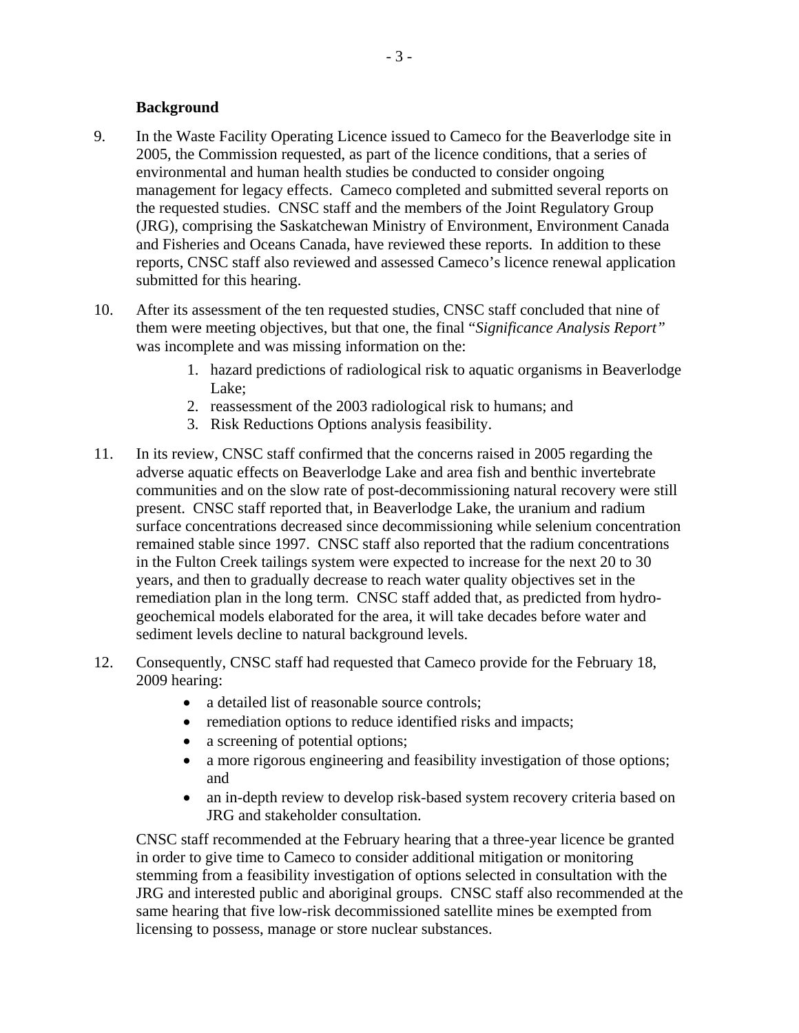### Background

9. In the Waste Facility Operating Licence issued to Cameco for the Beaverlodge site in 2005, the Commission requested, as part of the licence conditions, that a series of environmental and human health studies be conducted to consider ongoing management for legacy effects. Cameco completed and submitted several reports on the requested studies. CNSC staff and the members of the Joint Regulatory Group (JRG), comprising the Saskatchewan Ministry of Environment, Environment Canada and Fisheries and Oceans Canada, have reviewed these reports. In addition to these reports, CNSC staff also reviewed and assessed Cameco's licence renewal application submitted for this hearing.

10. After its assessment of the ten requested studies, CNSC staff concluded that nine of them were meeting objectives, but that one, the final "*Significance Analysis Report*" was incomplete and was missing information on the:

    1. hazard predictions of radiological risk to aquatic organisms in Beaverlodge Lake;
    2. reassessment of the 2003 radiological risk to humans; and
    3. Risk Reductions Options analysis feasibility.

11. In its review, CNSC staff confirmed that the concerns raised in 2005 regarding the adverse aquatic effects on Beaverlodge Lake and area fish and benthic invertebrate communities and on the slow rate of post-decommissioning natural recovery were still present. CNSC staff reported that, in Beaverlodge Lake, the uranium and radium surface concentrations decreased since decommissioning while selenium concentration remained stable since 1997. CNSC staff also reported that the radium concentrations in the Fulton Creek tailings system were expected to increase for the next 20 to 30 years, and then to gradually decrease to reach water quality objectives set in the remediation plan in the long term. CNSC staff added that, as predicted from hydro-geochemical models elaborated for the area, it will take decades before water and sediment levels decline to natural background levels.

12. Consequently, CNSC staff had requested that Cameco provide for the February 18, 2009 hearing:

    - a detailed list of reasonable source controls;
    - remediation options to reduce identified risks and impacts;
    - a screening of potential options;
    - a more rigorous engineering and feasibility investigation of those options; and
    - an in-depth review to develop risk-based system recovery criteria based on JRG and stakeholder consultation.

    CNSC staff recommended at the February hearing that a three-year licence be granted in order to give time to Cameco to consider additional mitigation or monitoring stemming from a feasibility investigation of options selected in consultation with the JRG and interested public and aboriginal groups. CNSC staff also recommended at the same hearing that five low-risk decommissioned satellite mines be exempted from licensing to possess, manage or store nuclear substances.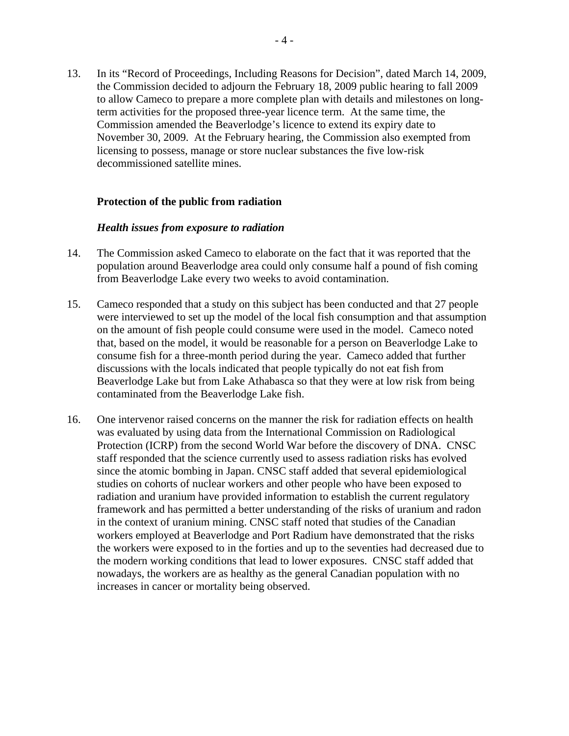13. In its "Record of Proceedings, Including Reasons for Decision", dated March 14, 2009, the Commission decided to adjourn the February 18, 2009 public hearing to fall 2009 to allow Cameco to prepare a more complete plan with details and milestones on long-term activities for the proposed three-year licence term. At the same time, the Commission amended the Beaverlodge's licence to extend its expiry date to November 30, 2009. At the February hearing, the Commission also exempted from licensing to possess, manage or store nuclear substances the five low-risk decommissioned satellite mines.

**Protection of the public from radiation**

***Health issues from exposure to radiation***

14. The Commission asked Cameco to elaborate on the fact that it was reported that the population around Beaverlodge area could only consume half a pound of fish coming from Beaverlodge Lake every two weeks to avoid contamination.

15. Cameco responded that a study on this subject has been conducted and that 27 people were interviewed to set up the model of the local fish consumption and that assumption on the amount of fish people could consume were used in the model. Cameco noted that, based on the model, it would be reasonable for a person on Beaverlodge Lake to consume fish for a three-month period during the year. Cameco added that further discussions with the locals indicated that people typically do not eat fish from Beaverlodge Lake but from Lake Athabasca so that they were at low risk from being contaminated from the Beaverlodge Lake fish.

16. One intervenor raised concerns on the manner the risk for radiation effects on health was evaluated by using data from the International Commission on Radiological Protection (ICRP) from the second World War before the discovery of DNA. CNSC staff responded that the science currently used to assess radiation risks has evolved since the atomic bombing in Japan. CNSC staff added that several epidemiological studies on cohorts of nuclear workers and other people who have been exposed to radiation and uranium have provided information to establish the current regulatory framework and has permitted a better understanding of the risks of uranium and radon in the context of uranium mining. CNSC staff noted that studies of the Canadian workers employed at Beaverlodge and Port Radium have demonstrated that the risks the workers were exposed to in the forties and up to the seventies had decreased due to the modern working conditions that lead to lower exposures. CNSC staff added that nowadays, the workers are as healthy as the general Canadian population with no increases in cancer or mortality being observed.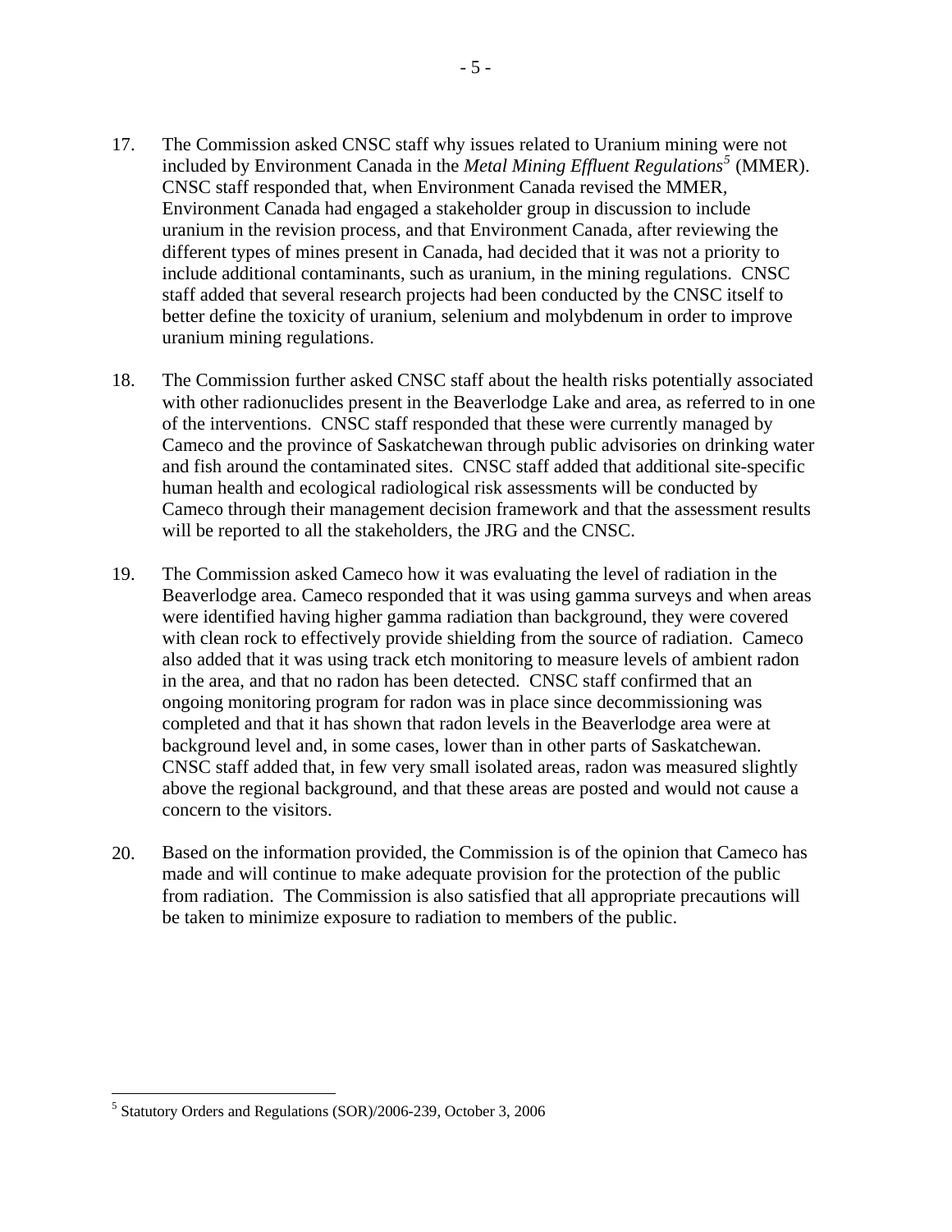17. The Commission asked CNSC staff why issues related to Uranium mining were not included by Environment Canada in the *Metal Mining Effluent Regulations*[5] (MMER). CNSC staff responded that, when Environment Canada revised the MMER, Environment Canada had engaged a stakeholder group in discussion to include uranium in the revision process, and that Environment Canada, after reviewing the different types of mines present in Canada, had decided that it was not a priority to include additional contaminants, such as uranium, in the mining regulations. CNSC staff added that several research projects had been conducted by the CNSC itself to better define the toxicity of uranium, selenium and molybdenum in order to improve uranium mining regulations.

18. The Commission further asked CNSC staff about the health risks potentially associated with other radionuclides present in the Beaverlodge Lake and area, as referred to in one of the interventions. CNSC staff responded that these were currently managed by Cameco and the province of Saskatchewan through public advisories on drinking water and fish around the contaminated sites. CNSC staff added that additional site-specific human health and ecological radiological risk assessments will be conducted by Cameco through their management decision framework and that the assessment results will be reported to all the stakeholders, the JRG and the CNSC.

19. The Commission asked Cameco how it was evaluating the level of radiation in the Beaverlodge area. Cameco responded that it was using gamma surveys and when areas were identified having higher gamma radiation than background, they were covered with clean rock to effectively provide shielding from the source of radiation. Cameco also added that it was using track etch monitoring to measure levels of ambient radon in the area, and that no radon has been detected. CNSC staff confirmed that an ongoing monitoring program for radon was in place since decommissioning was completed and that it has shown that radon levels in the Beaverlodge area were at background level and, in some cases, lower than in other parts of Saskatchewan. CNSC staff added that, in few very small isolated areas, radon was measured slightly above the regional background, and that these areas are posted and would not cause a concern to the visitors.

20. Based on the information provided, the Commission is of the opinion that Cameco has made and will continue to make adequate provision for the protection of the public from radiation. The Commission is also satisfied that all appropriate precautions will be taken to minimize exposure to radiation to members of the public.

---

[5] Statutory Orders and Regulations (SOR)/2006-239, October 3, 2006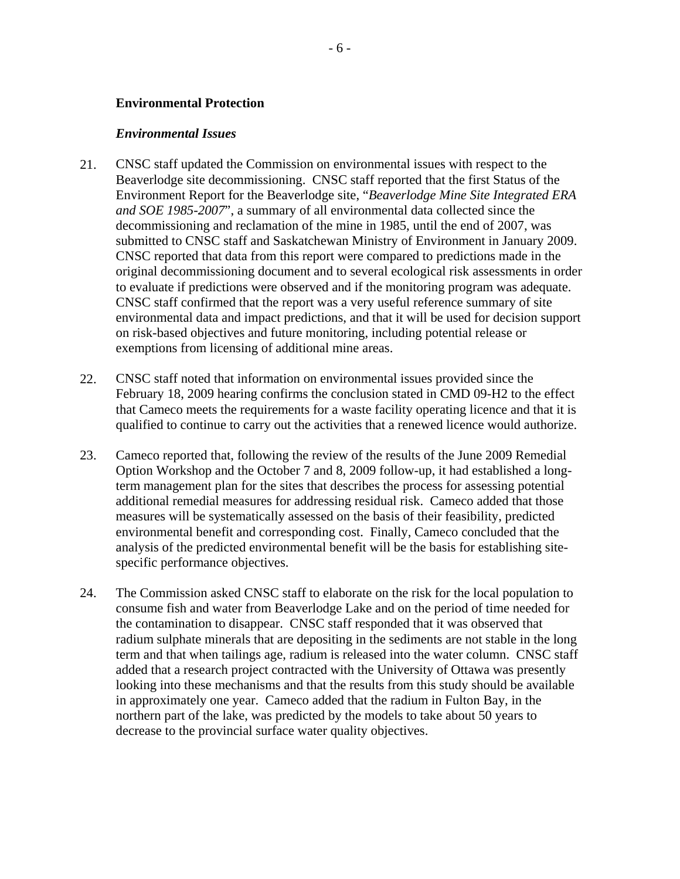**Environmental Protection**

***Environmental Issues***

21. CNSC staff updated the Commission on environmental issues with respect to the Beaverlodge site decommissioning. CNSC staff reported that the first Status of the Environment Report for the Beaverlodge site, "*Beaverlodge Mine Site Integrated ERA and SOE 1985-2007*", a summary of all environmental data collected since the decommissioning and reclamation of the mine in 1985, until the end of 2007, was submitted to CNSC staff and Saskatchewan Ministry of Environment in January 2009. CNSC reported that data from this report were compared to predictions made in the original decommissioning document and to several ecological risk assessments in order to evaluate if predictions were observed and if the monitoring program was adequate. CNSC staff confirmed that the report was a very useful reference summary of site environmental data and impact predictions, and that it will be used for decision support on risk-based objectives and future monitoring, including potential release or exemptions from licensing of additional mine areas.

22. CNSC staff noted that information on environmental issues provided since the February 18, 2009 hearing confirms the conclusion stated in CMD 09-H2 to the effect that Cameco meets the requirements for a waste facility operating licence and that it is qualified to continue to carry out the activities that a renewed licence would authorize.

23. Cameco reported that, following the review of the results of the June 2009 Remedial Option Workshop and the October 7 and 8, 2009 follow-up, it had established a long-term management plan for the sites that describes the process for assessing potential additional remedial measures for addressing residual risk. Cameco added that those measures will be systematically assessed on the basis of their feasibility, predicted environmental benefit and corresponding cost. Finally, Cameco concluded that the analysis of the predicted environmental benefit will be the basis for establishing site-specific performance objectives.

24. The Commission asked CNSC staff to elaborate on the risk for the local population to consume fish and water from Beaverlodge Lake and on the period of time needed for the contamination to disappear. CNSC staff responded that it was observed that radium sulphate minerals that are depositing in the sediments are not stable in the long term and that when tailings age, radium is released into the water column. CNSC staff added that a research project contracted with the University of Ottawa was presently looking into these mechanisms and that the results from this study should be available in approximately one year. Cameco added that the radium in Fulton Bay, in the northern part of the lake, was predicted by the models to take about 50 years to decrease to the provincial surface water quality objectives.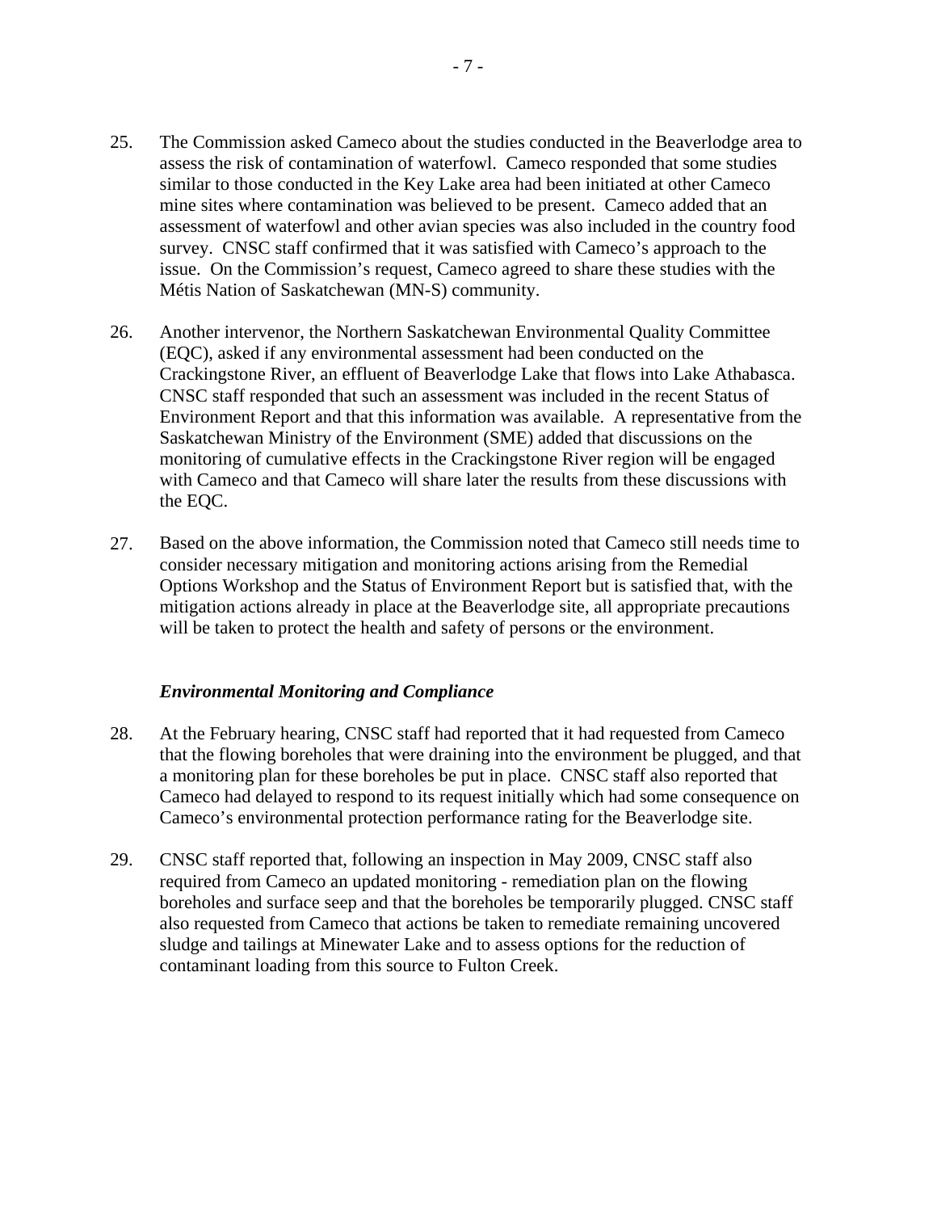25. The Commission asked Cameco about the studies conducted in the Beaverlodge area to assess the risk of contamination of waterfowl. Cameco responded that some studies similar to those conducted in the Key Lake area had been initiated at other Cameco mine sites where contamination was believed to be present. Cameco added that an assessment of waterfowl and other avian species was also included in the country food survey. CNSC staff confirmed that it was satisfied with Cameco's approach to the issue. On the Commission's request, Cameco agreed to share these studies with the Métis Nation of Saskatchewan (MN-S) community.

26. Another intervenor, the Northern Saskatchewan Environmental Quality Committee (EQC), asked if any environmental assessment had been conducted on the Crackingstone River, an effluent of Beaverlodge Lake that flows into Lake Athabasca. CNSC staff responded that such an assessment was included in the recent Status of Environment Report and that this information was available. A representative from the Saskatchewan Ministry of the Environment (SME) added that discussions on the monitoring of cumulative effects in the Crackingstone River region will be engaged with Cameco and that Cameco will share later the results from these discussions with the EQC.

27. Based on the above information, the Commission noted that Cameco still needs time to consider necessary mitigation and monitoring actions arising from the Remedial Options Workshop and the Status of Environment Report but is satisfied that, with the mitigation actions already in place at the Beaverlodge site, all appropriate precautions will be taken to protect the health and safety of persons or the environment.

***Environmental Monitoring and Compliance***

28. At the February hearing, CNSC staff had reported that it had requested from Cameco that the flowing boreholes that were draining into the environment be plugged, and that a monitoring plan for these boreholes be put in place. CNSC staff also reported that Cameco had delayed to respond to its request initially which had some consequence on Cameco's environmental protection performance rating for the Beaverlodge site.

29. CNSC staff reported that, following an inspection in May 2009, CNSC staff also required from Cameco an updated monitoring - remediation plan on the flowing boreholes and surface seep and that the boreholes be temporarily plugged. CNSC staff also requested from Cameco that actions be taken to remediate remaining uncovered sludge and tailings at Minewater Lake and to assess options for the reduction of contaminant loading from this source to Fulton Creek.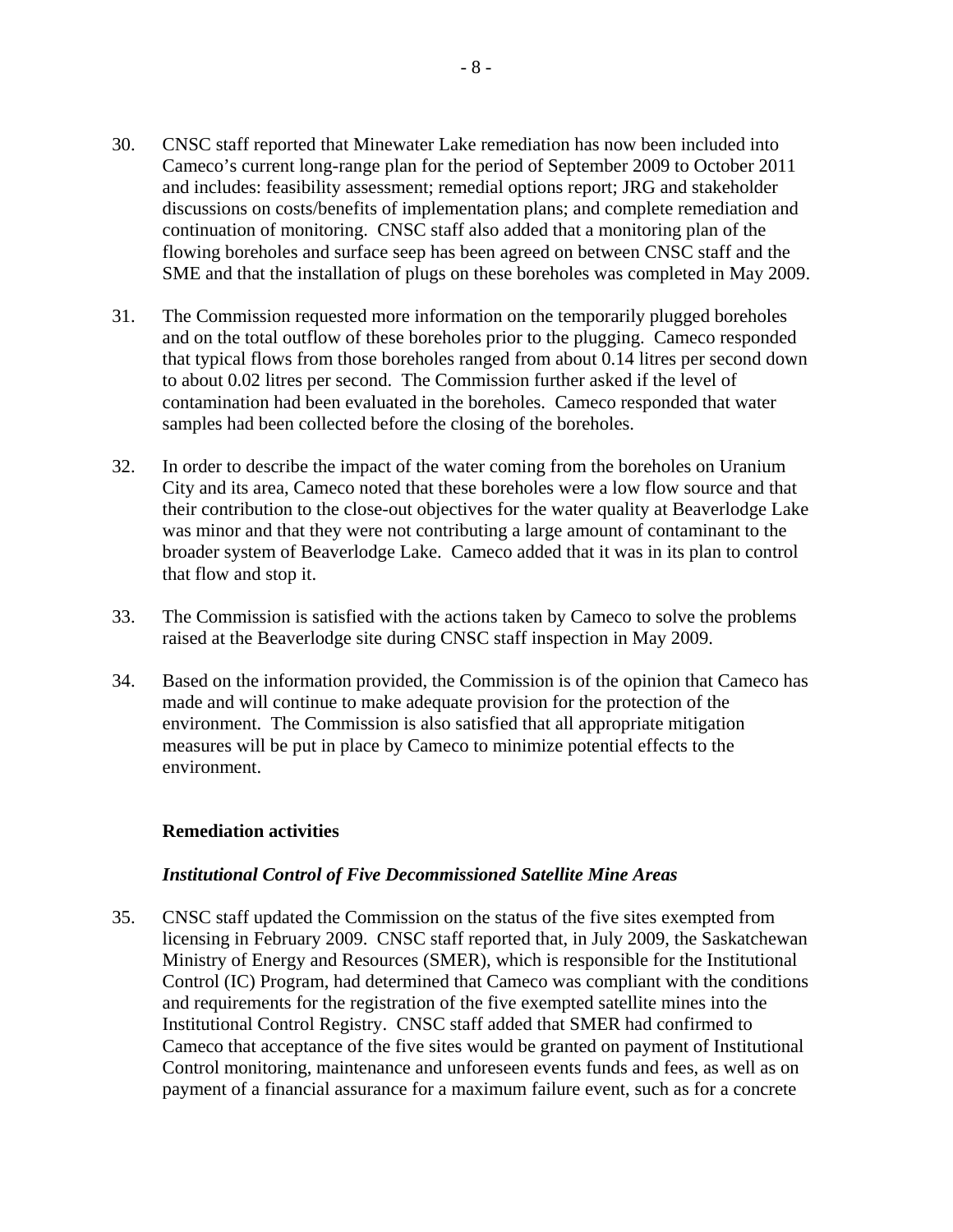30. CNSC staff reported that Minewater Lake remediation has now been included into Cameco's current long-range plan for the period of September 2009 to October 2011 and includes: feasibility assessment; remedial options report; JRG and stakeholder discussions on costs/benefits of implementation plans; and complete remediation and continuation of monitoring. CNSC staff also added that a monitoring plan of the flowing boreholes and surface seep has been agreed on between CNSC staff and the SME and that the installation of plugs on these boreholes was completed in May 2009.

31. The Commission requested more information on the temporarily plugged boreholes and on the total outflow of these boreholes prior to the plugging. Cameco responded that typical flows from those boreholes ranged from about 0.14 litres per second down to about 0.02 litres per second. The Commission further asked if the level of contamination had been evaluated in the boreholes. Cameco responded that water samples had been collected before the closing of the boreholes.

32. In order to describe the impact of the water coming from the boreholes on Uranium City and its area, Cameco noted that these boreholes were a low flow source and that their contribution to the close-out objectives for the water quality at Beaverlodge Lake was minor and that they were not contributing a large amount of contaminant to the broader system of Beaverlodge Lake. Cameco added that it was in its plan to control that flow and stop it.

33. The Commission is satisfied with the actions taken by Cameco to solve the problems raised at the Beaverlodge site during CNSC staff inspection in May 2009.

34. Based on the information provided, the Commission is of the opinion that Cameco has made and will continue to make adequate provision for the protection of the environment. The Commission is also satisfied that all appropriate mitigation measures will be put in place by Cameco to minimize potential effects to the environment.

**Remediation activities**

***Institutional Control of Five Decommissioned Satellite Mine Areas***

35. CNSC staff updated the Commission on the status of the five sites exempted from licensing in February 2009. CNSC staff reported that, in July 2009, the Saskatchewan Ministry of Energy and Resources (SMER), which is responsible for the Institutional Control (IC) Program, had determined that Cameco was compliant with the conditions and requirements for the registration of the five exempted satellite mines into the Institutional Control Registry. CNSC staff added that SMER had confirmed to Cameco that acceptance of the five sites would be granted on payment of Institutional Control monitoring, maintenance and unforeseen events funds and fees, as well as on payment of a financial assurance for a maximum failure event, such as for a concrete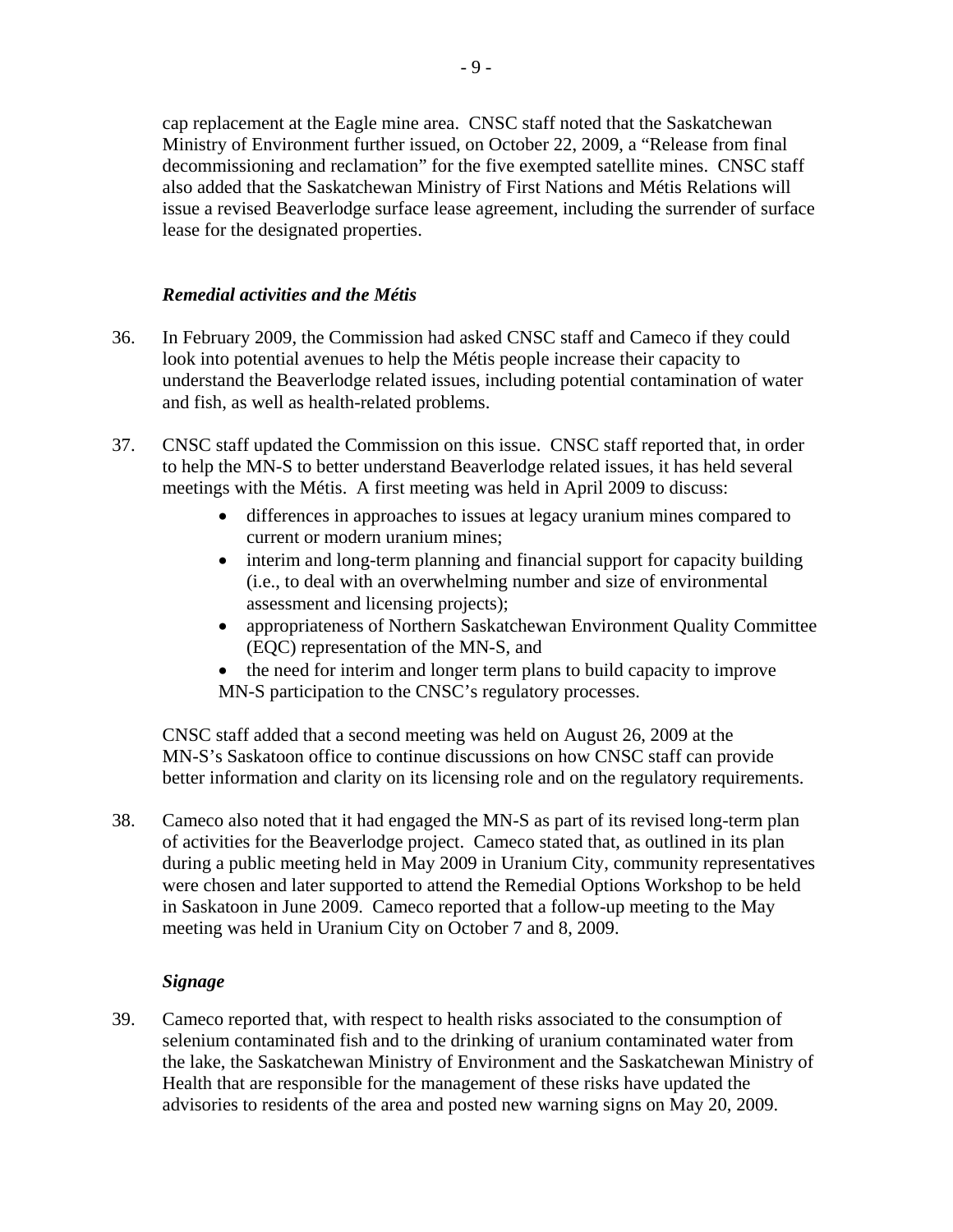cap replacement at the Eagle mine area. CNSC staff noted that the Saskatchewan Ministry of Environment further issued, on October 22, 2009, a "Release from final decommissioning and reclamation" for the five exempted satellite mines. CNSC staff also added that the Saskatchewan Ministry of First Nations and Métis Relations will issue a revised Beaverlodge surface lease agreement, including the surrender of surface lease for the designated properties.

### *Remedial activities and the Métis*

36. In February 2009, the Commission had asked CNSC staff and Cameco if they could look into potential avenues to help the Métis people increase their capacity to understand the Beaverlodge related issues, including potential contamination of water and fish, as well as health-related problems.

37. CNSC staff updated the Commission on this issue. CNSC staff reported that, in order to help the MN-S to better understand Beaverlodge related issues, it has held several meetings with the Métis. A first meeting was held in April 2009 to discuss:

    - differences in approaches to issues at legacy uranium mines compared to current or modern uranium mines;
    - interim and long-term planning and financial support for capacity building (i.e., to deal with an overwhelming number and size of environmental assessment and licensing projects);
    - appropriateness of Northern Saskatchewan Environment Quality Committee (EQC) representation of the MN-S, and
    - the need for interim and longer term plans to build capacity to improve MN-S participation to the CNSC's regulatory processes.

    CNSC staff added that a second meeting was held on August 26, 2009 at the MN-S's Saskatoon office to continue discussions on how CNSC staff can provide better information and clarity on its licensing role and on the regulatory requirements.

38. Cameco also noted that it had engaged the MN-S as part of its revised long-term plan of activities for the Beaverlodge project. Cameco stated that, as outlined in its plan during a public meeting held in May 2009 in Uranium City, community representatives were chosen and later supported to attend the Remedial Options Workshop to be held in Saskatoon in June 2009. Cameco reported that a follow-up meeting to the May meeting was held in Uranium City on October 7 and 8, 2009.

### *Signage*

39. Cameco reported that, with respect to health risks associated to the consumption of selenium contaminated fish and to the drinking of uranium contaminated water from the lake, the Saskatchewan Ministry of Environment and the Saskatchewan Ministry of Health that are responsible for the management of these risks have updated the advisories to residents of the area and posted new warning signs on May 20, 2009.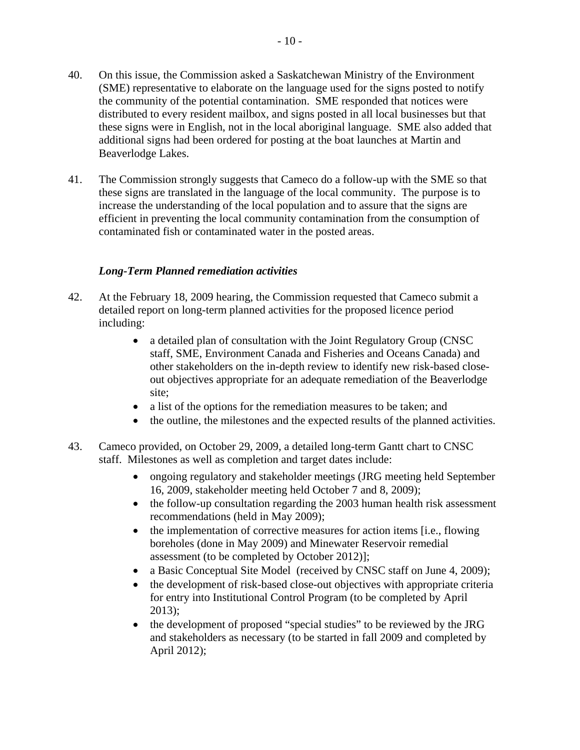40. On this issue, the Commission asked a Saskatchewan Ministry of the Environment (SME) representative to elaborate on the language used for the signs posted to notify the community of the potential contamination. SME responded that notices were distributed to every resident mailbox, and signs posted in all local businesses but that these signs were in English, not in the local aboriginal language. SME also added that additional signs had been ordered for posting at the boat launches at Martin and Beaverlodge Lakes.

41. The Commission strongly suggests that Cameco do a follow-up with the SME so that these signs are translated in the language of the local community. The purpose is to increase the understanding of the local population and to assure that the signs are efficient in preventing the local community contamination from the consumption of contaminated fish or contaminated water in the posted areas.

### *Long-Term Planned remediation activities*

42. At the February 18, 2009 hearing, the Commission requested that Cameco submit a detailed report on long-term planned activities for the proposed licence period including:

    - a detailed plan of consultation with the Joint Regulatory Group (CNSC staff, SME, Environment Canada and Fisheries and Oceans Canada) and other stakeholders on the in-depth review to identify new risk-based close-out objectives appropriate for an adequate remediation of the Beaverlodge site;
    - a list of the options for the remediation measures to be taken; and
    - the outline, the milestones and the expected results of the planned activities.

43. Cameco provided, on October 29, 2009, a detailed long-term Gantt chart to CNSC staff. Milestones as well as completion and target dates include:

    - ongoing regulatory and stakeholder meetings (JRG meeting held September 16, 2009, stakeholder meeting held October 7 and 8, 2009);
    - the follow-up consultation regarding the 2003 human health risk assessment recommendations (held in May 2009);
    - the implementation of corrective measures for action items [i.e., flowing boreholes (done in May 2009) and Minewater Reservoir remedial assessment (to be completed by October 2012)];
    - a Basic Conceptual Site Model (received by CNSC staff on June 4, 2009);
    - the development of risk-based close-out objectives with appropriate criteria for entry into Institutional Control Program (to be completed by April 2013);
    - the development of proposed "special studies" to be reviewed by the JRG and stakeholders as necessary (to be started in fall 2009 and completed by April 2012);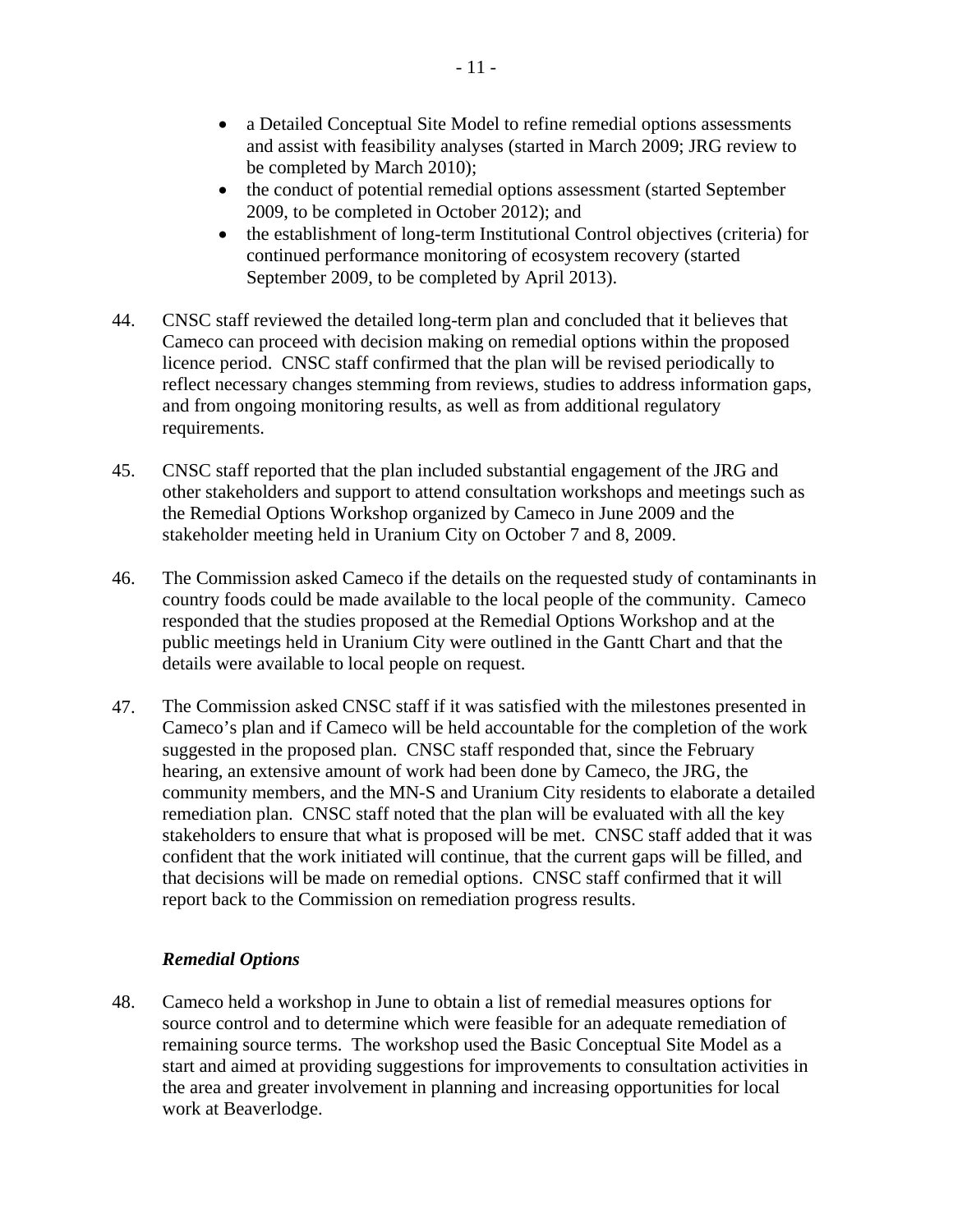- a Detailed Conceptual Site Model to refine remedial options assessments and assist with feasibility analyses (started in March 2009; JRG review to be completed by March 2010);
- the conduct of potential remedial options assessment (started September 2009, to be completed in October 2012); and
- the establishment of long-term Institutional Control objectives (criteria) for continued performance monitoring of ecosystem recovery (started September 2009, to be completed by April 2013).

44. CNSC staff reviewed the detailed long-term plan and concluded that it believes that Cameco can proceed with decision making on remedial options within the proposed licence period. CNSC staff confirmed that the plan will be revised periodically to reflect necessary changes stemming from reviews, studies to address information gaps, and from ongoing monitoring results, as well as from additional regulatory requirements.

45. CNSC staff reported that the plan included substantial engagement of the JRG and other stakeholders and support to attend consultation workshops and meetings such as the Remedial Options Workshop organized by Cameco in June 2009 and the stakeholder meeting held in Uranium City on October 7 and 8, 2009.

46. The Commission asked Cameco if the details on the requested study of contaminants in country foods could be made available to the local people of the community. Cameco responded that the studies proposed at the Remedial Options Workshop and at the public meetings held in Uranium City were outlined in the Gantt Chart and that the details were available to local people on request.

47. The Commission asked CNSC staff if it was satisfied with the milestones presented in Cameco's plan and if Cameco will be held accountable for the completion of the work suggested in the proposed plan. CNSC staff responded that, since the February hearing, an extensive amount of work had been done by Cameco, the JRG, the community members, and the MN-S and Uranium City residents to elaborate a detailed remediation plan. CNSC staff noted that the plan will be evaluated with all the key stakeholders to ensure that what is proposed will be met. CNSC staff added that it was confident that the work initiated will continue, that the current gaps will be filled, and that decisions will be made on remedial options. CNSC staff confirmed that it will report back to the Commission on remediation progress results.

***Remedial Options***

48. Cameco held a workshop in June to obtain a list of remedial measures options for source control and to determine which were feasible for an adequate remediation of remaining source terms. The workshop used the Basic Conceptual Site Model as a start and aimed at providing suggestions for improvements to consultation activities in the area and greater involvement in planning and increasing opportunities for local work at Beaverlodge.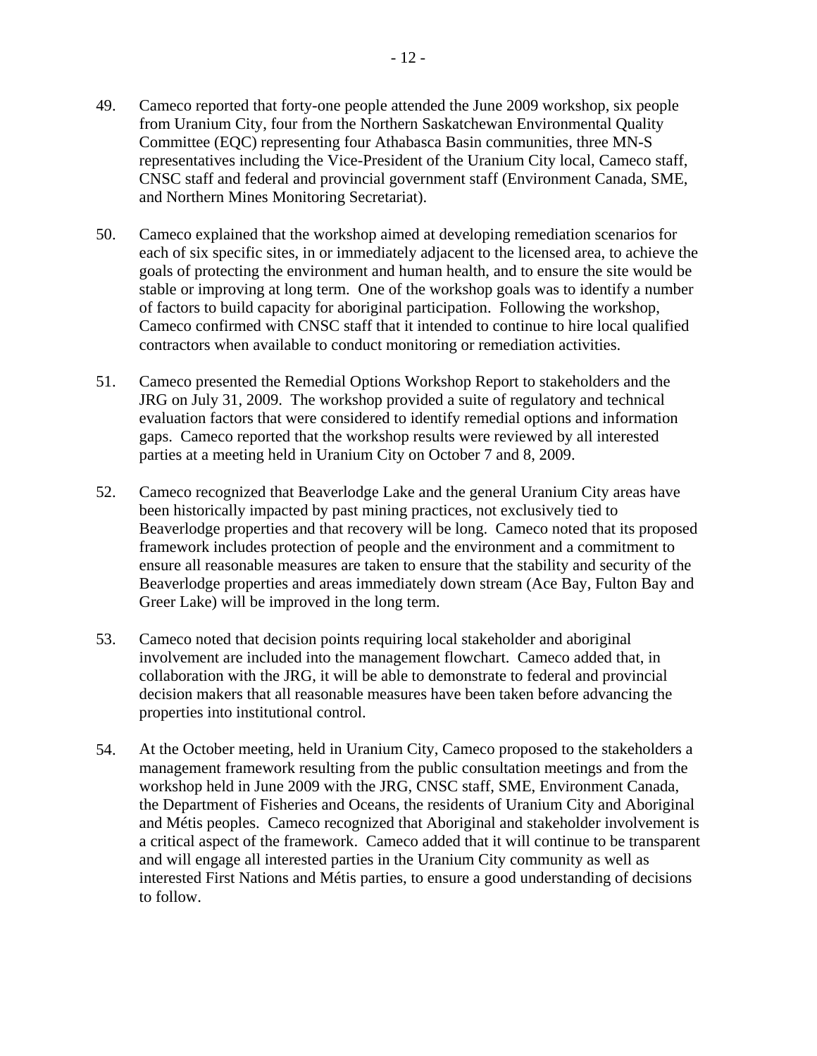49. Cameco reported that forty-one people attended the June 2009 workshop, six people from Uranium City, four from the Northern Saskatchewan Environmental Quality Committee (EQC) representing four Athabasca Basin communities, three MN-S representatives including the Vice-President of the Uranium City local, Cameco staff, CNSC staff and federal and provincial government staff (Environment Canada, SME, and Northern Mines Monitoring Secretariat).

50. Cameco explained that the workshop aimed at developing remediation scenarios for each of six specific sites, in or immediately adjacent to the licensed area, to achieve the goals of protecting the environment and human health, and to ensure the site would be stable or improving at long term. One of the workshop goals was to identify a number of factors to build capacity for aboriginal participation. Following the workshop, Cameco confirmed with CNSC staff that it intended to continue to hire local qualified contractors when available to conduct monitoring or remediation activities.

51. Cameco presented the Remedial Options Workshop Report to stakeholders and the JRG on July 31, 2009. The workshop provided a suite of regulatory and technical evaluation factors that were considered to identify remedial options and information gaps. Cameco reported that the workshop results were reviewed by all interested parties at a meeting held in Uranium City on October 7 and 8, 2009.

52. Cameco recognized that Beaverlodge Lake and the general Uranium City areas have been historically impacted by past mining practices, not exclusively tied to Beaverlodge properties and that recovery will be long. Cameco noted that its proposed framework includes protection of people and the environment and a commitment to ensure all reasonable measures are taken to ensure that the stability and security of the Beaverlodge properties and areas immediately down stream (Ace Bay, Fulton Bay and Greer Lake) will be improved in the long term.

53. Cameco noted that decision points requiring local stakeholder and aboriginal involvement are included into the management flowchart. Cameco added that, in collaboration with the JRG, it will be able to demonstrate to federal and provincial decision makers that all reasonable measures have been taken before advancing the properties into institutional control.

54. At the October meeting, held in Uranium City, Cameco proposed to the stakeholders a management framework resulting from the public consultation meetings and from the workshop held in June 2009 with the JRG, CNSC staff, SME, Environment Canada, the Department of Fisheries and Oceans, the residents of Uranium City and Aboriginal and Métis peoples. Cameco recognized that Aboriginal and stakeholder involvement is a critical aspect of the framework. Cameco added that it will continue to be transparent and will engage all interested parties in the Uranium City community as well as interested First Nations and Métis parties, to ensure a good understanding of decisions to follow.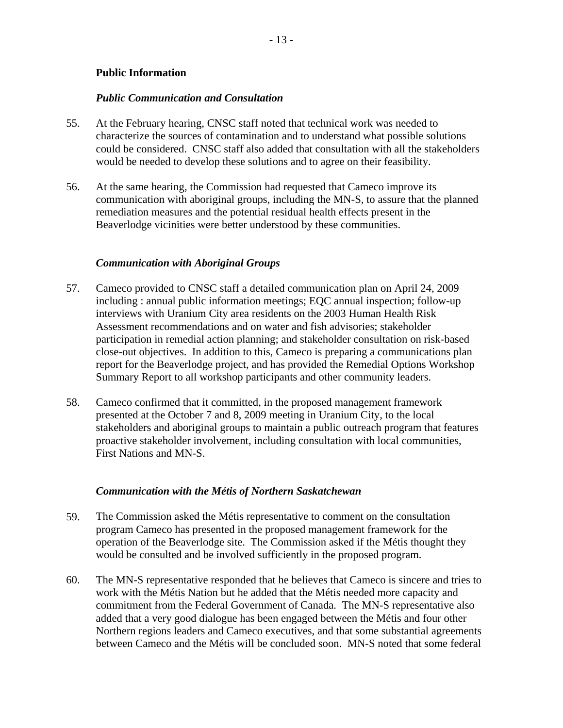**Public Information**

***Public Communication and Consultation***

55. At the February hearing, CNSC staff noted that technical work was needed to characterize the sources of contamination and to understand what possible solutions could be considered. CNSC staff also added that consultation with all the stakeholders would be needed to develop these solutions and to agree on their feasibility.

56. At the same hearing, the Commission had requested that Cameco improve its communication with aboriginal groups, including the MN-S, to assure that the planned remediation measures and the potential residual health effects present in the Beaverlodge vicinities were better understood by these communities.

***Communication with Aboriginal Groups***

57. Cameco provided to CNSC staff a detailed communication plan on April 24, 2009 including : annual public information meetings; EQC annual inspection; follow-up interviews with Uranium City area residents on the 2003 Human Health Risk Assessment recommendations and on water and fish advisories; stakeholder participation in remedial action planning; and stakeholder consultation on risk-based close-out objectives. In addition to this, Cameco is preparing a communications plan report for the Beaverlodge project, and has provided the Remedial Options Workshop Summary Report to all workshop participants and other community leaders.

58. Cameco confirmed that it committed, in the proposed management framework presented at the October 7 and 8, 2009 meeting in Uranium City, to the local stakeholders and aboriginal groups to maintain a public outreach program that features proactive stakeholder involvement, including consultation with local communities, First Nations and MN-S.

***Communication with the Métis of Northern Saskatchewan***

59. The Commission asked the Métis representative to comment on the consultation program Cameco has presented in the proposed management framework for the operation of the Beaverlodge site. The Commission asked if the Métis thought they would be consulted and be involved sufficiently in the proposed program.

60. The MN-S representative responded that he believes that Cameco is sincere and tries to work with the Métis Nation but he added that the Métis needed more capacity and commitment from the Federal Government of Canada. The MN-S representative also added that a very good dialogue has been engaged between the Métis and four other Northern regions leaders and Cameco executives, and that some substantial agreements between Cameco and the Métis will be concluded soon. MN-S noted that some federal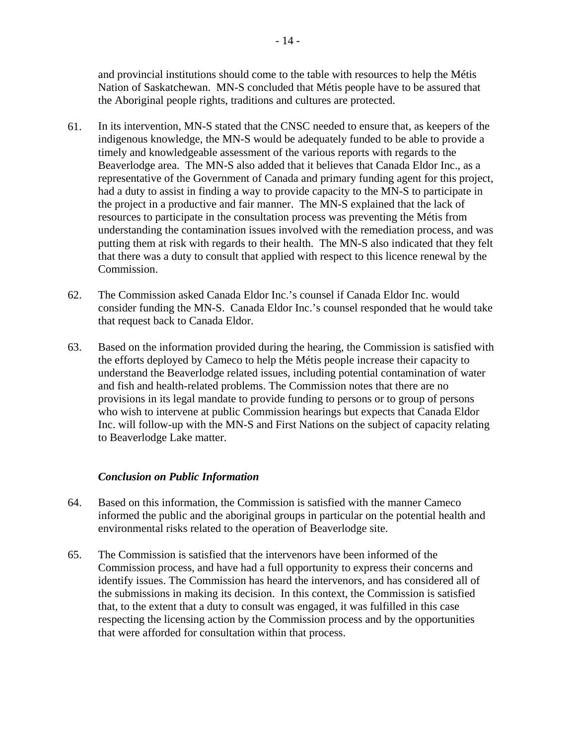and provincial institutions should come to the table with resources to help the Métis Nation of Saskatchewan. MN-S concluded that Métis people have to be assured that the Aboriginal people rights, traditions and cultures are protected.

61. In its intervention, MN-S stated that the CNSC needed to ensure that, as keepers of the indigenous knowledge, the MN-S would be adequately funded to be able to provide a timely and knowledgeable assessment of the various reports with regards to the Beaverlodge area. The MN-S also added that it believes that Canada Eldor Inc., as a representative of the Government of Canada and primary funding agent for this project, had a duty to assist in finding a way to provide capacity to the MN-S to participate in the project in a productive and fair manner. The MN-S explained that the lack of resources to participate in the consultation process was preventing the Métis from understanding the contamination issues involved with the remediation process, and was putting them at risk with regards to their health. The MN-S also indicated that they felt that there was a duty to consult that applied with respect to this licence renewal by the Commission.

62. The Commission asked Canada Eldor Inc.'s counsel if Canada Eldor Inc. would consider funding the MN-S. Canada Eldor Inc.'s counsel responded that he would take that request back to Canada Eldor.

63. Based on the information provided during the hearing, the Commission is satisfied with the efforts deployed by Cameco to help the Métis people increase their capacity to understand the Beaverlodge related issues, including potential contamination of water and fish and health-related problems. The Commission notes that there are no provisions in its legal mandate to provide funding to persons or to group of persons who wish to intervene at public Commission hearings but expects that Canada Eldor Inc. will follow-up with the MN-S and First Nations on the subject of capacity relating to Beaverlodge Lake matter.

### *Conclusion on Public Information*

64. Based on this information, the Commission is satisfied with the manner Cameco informed the public and the aboriginal groups in particular on the potential health and environmental risks related to the operation of Beaverlodge site.

65. The Commission is satisfied that the intervenors have been informed of the Commission process, and have had a full opportunity to express their concerns and identify issues. The Commission has heard the intervenors, and has considered all of the submissions in making its decision. In this context, the Commission is satisfied that, to the extent that a duty to consult was engaged, it was fulfilled in this case respecting the licensing action by the Commission process and by the opportunities that were afforded for consultation within that process.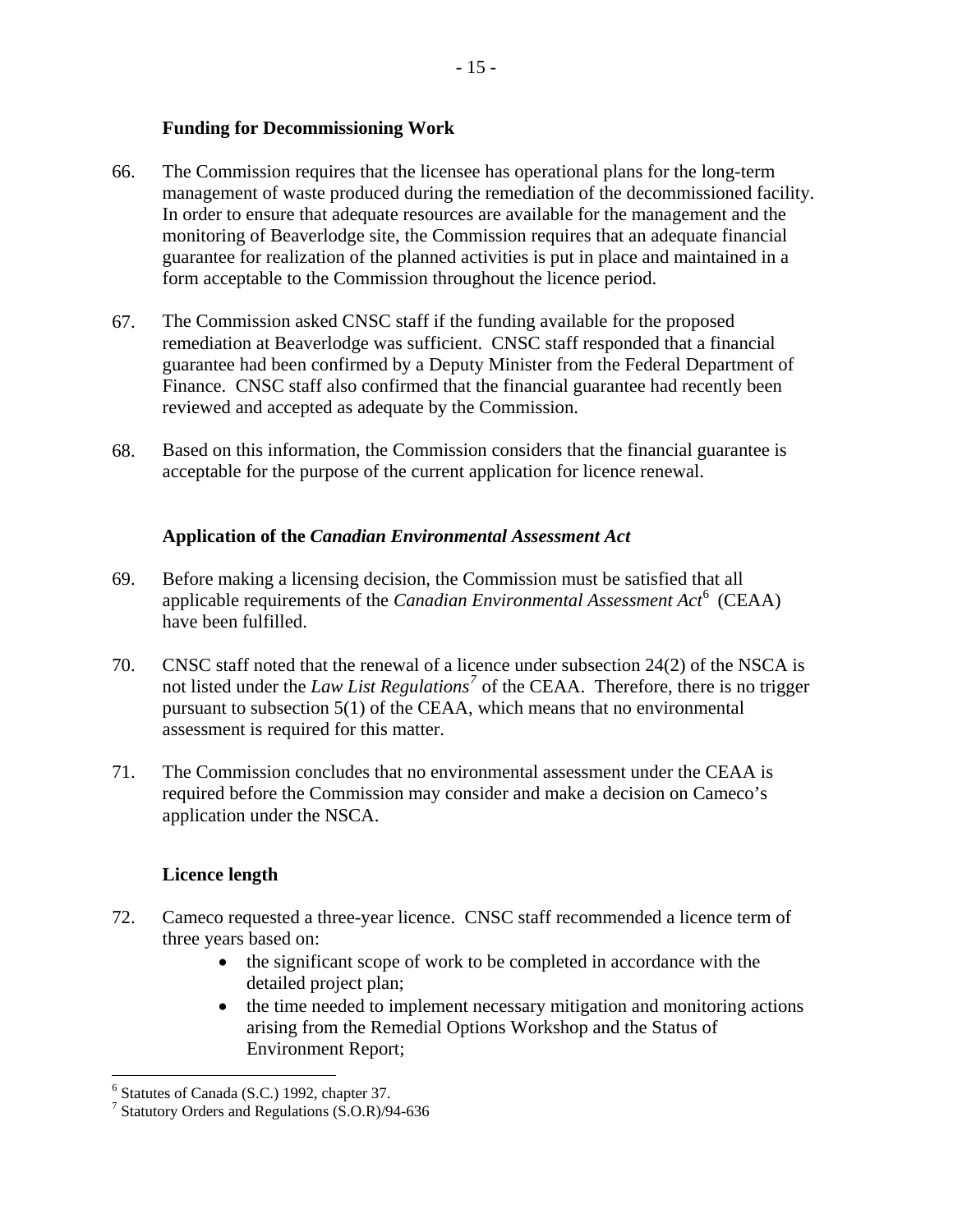### Funding for Decommissioning Work

66. The Commission requires that the licensee has operational plans for the long-term management of waste produced during the remediation of the decommissioned facility. In order to ensure that adequate resources are available for the management and the monitoring of Beaverlodge site, the Commission requires that an adequate financial guarantee for realization of the planned activities is put in place and maintained in a form acceptable to the Commission throughout the licence period.

67. The Commission asked CNSC staff if the funding available for the proposed remediation at Beaverlodge was sufficient. CNSC staff responded that a financial guarantee had been confirmed by a Deputy Minister from the Federal Department of Finance. CNSC staff also confirmed that the financial guarantee had recently been reviewed and accepted as adequate by the Commission.

68. Based on this information, the Commission considers that the financial guarantee is acceptable for the purpose of the current application for licence renewal.

### Application of the *Canadian Environmental Assessment Act*

69. Before making a licensing decision, the Commission must be satisfied that all applicable requirements of the *Canadian Environmental Assessment Act*[6] (CEAA) have been fulfilled.

70. CNSC staff noted that the renewal of a licence under subsection 24(2) of the NSCA is not listed under the *Law List Regulations*[7] of the CEAA. Therefore, there is no trigger pursuant to subsection 5(1) of the CEAA, which means that no environmental assessment is required for this matter.

71. The Commission concludes that no environmental assessment under the CEAA is required before the Commission may consider and make a decision on Cameco's application under the NSCA.

### Licence length

72. Cameco requested a three-year licence. CNSC staff recommended a licence term of three years based on:
    - the significant scope of work to be completed in accordance with the detailed project plan;
    - the time needed to implement necessary mitigation and monitoring actions arising from the Remedial Options Workshop and the Status of Environment Report;

---

[6] Statutes of Canada (S.C.) 1992, chapter 37.

[7] Statutory Orders and Regulations (S.O.R)/94-636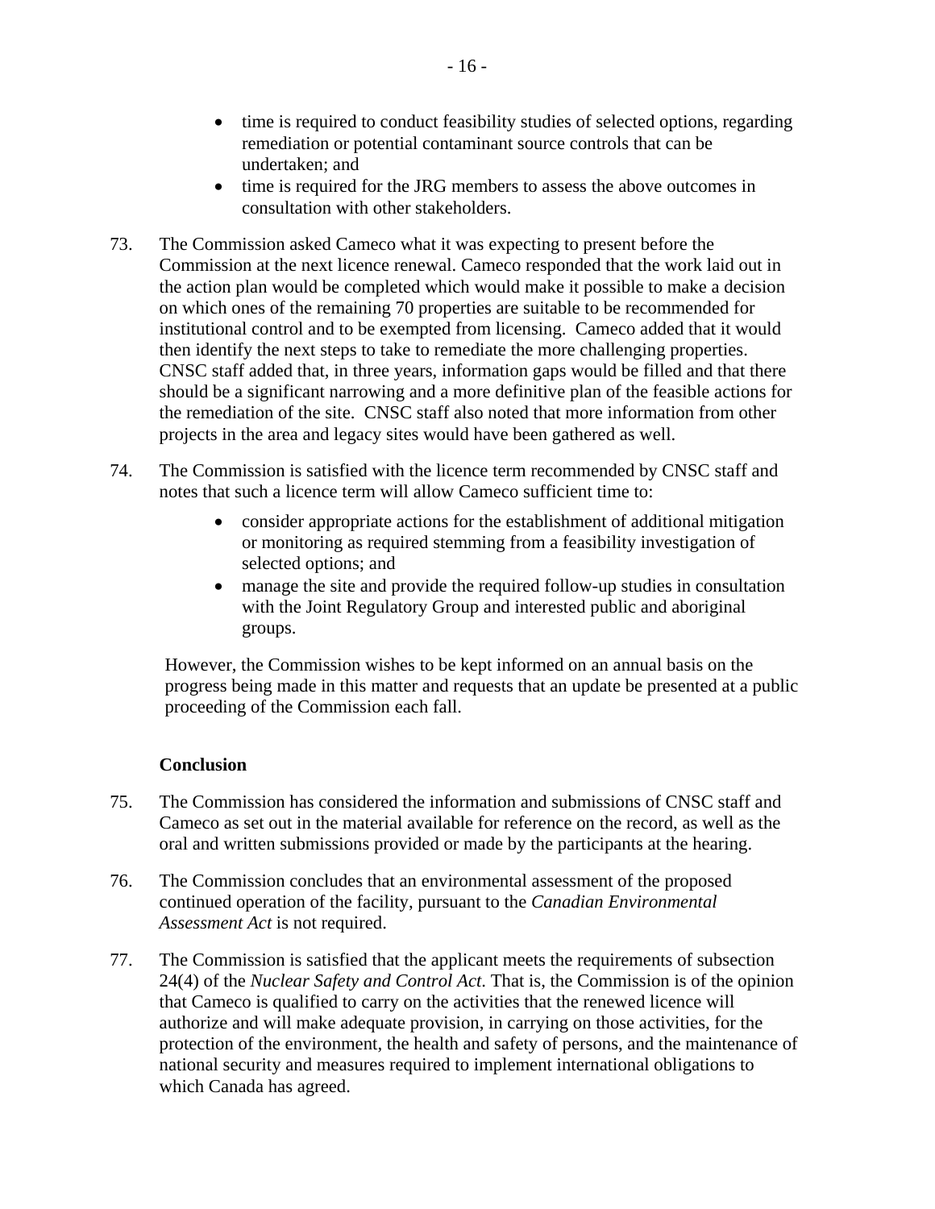- time is required to conduct feasibility studies of selected options, regarding remediation or potential contaminant source controls that can be undertaken; and
- time is required for the JRG members to assess the above outcomes in consultation with other stakeholders.

73. The Commission asked Cameco what it was expecting to present before the Commission at the next licence renewal. Cameco responded that the work laid out in the action plan would be completed which would make it possible to make a decision on which ones of the remaining 70 properties are suitable to be recommended for institutional control and to be exempted from licensing. Cameco added that it would then identify the next steps to take to remediate the more challenging properties. CNSC staff added that, in three years, information gaps would be filled and that there should be a significant narrowing and a more definitive plan of the feasible actions for the remediation of the site. CNSC staff also noted that more information from other projects in the area and legacy sites would have been gathered as well.

74. The Commission is satisfied with the licence term recommended by CNSC staff and notes that such a licence term will allow Cameco sufficient time to:

    - consider appropriate actions for the establishment of additional mitigation or monitoring as required stemming from a feasibility investigation of selected options; and
    - manage the site and provide the required follow-up studies in consultation with the Joint Regulatory Group and interested public and aboriginal groups.

    However, the Commission wishes to be kept informed on an annual basis on the progress being made in this matter and requests that an update be presented at a public proceeding of the Commission each fall.

**Conclusion**

75. The Commission has considered the information and submissions of CNSC staff and Cameco as set out in the material available for reference on the record, as well as the oral and written submissions provided or made by the participants at the hearing.

76. The Commission concludes that an environmental assessment of the proposed continued operation of the facility, pursuant to the *Canadian Environmental Assessment Act* is not required.

77. The Commission is satisfied that the applicant meets the requirements of subsection 24(4) of the *Nuclear Safety and Control Act*. That is, the Commission is of the opinion that Cameco is qualified to carry on the activities that the renewed licence will authorize and will make adequate provision, in carrying on those activities, for the protection of the environment, the health and safety of persons, and the maintenance of national security and measures required to implement international obligations to which Canada has agreed.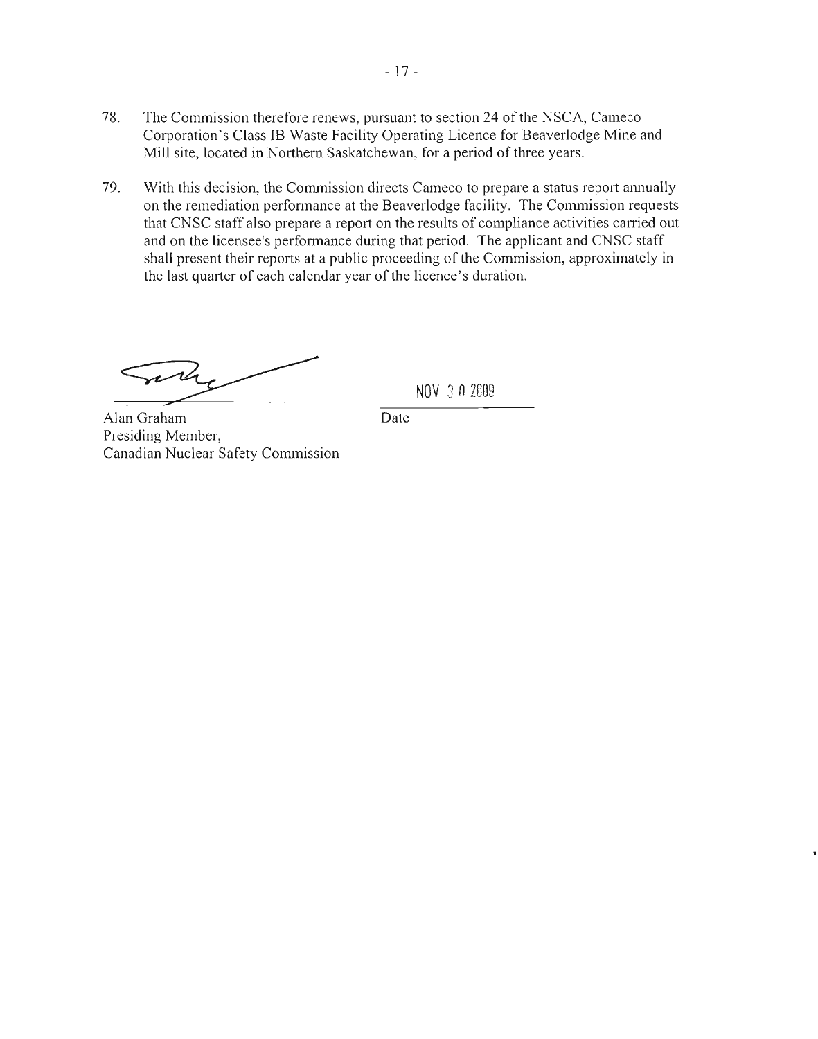78. The Commission therefore renews, pursuant to section 24 of the NSCA, Cameco Corporation's Class IB Waste Facility Operating Licence for Beaverlodge Mine and Mill site, located in Northern Saskatchewan, for a period of three years.

79. With this decision, the Commission directs Cameco to prepare a status report annually on the remediation performance at the Beaverlodge facility. The Commission requests that CNSC staff also prepare a report on the results of compliance activities carried out and on the licensee's performance during that period. The applicant and CNSC staff shall present their reports at a public proceeding of the Commission, approximately in the last quarter of each calendar year of the licence's duration.

Alan Graham
Presiding Member,
Canadian Nuclear Safety Commission

NOV 30 2009

Date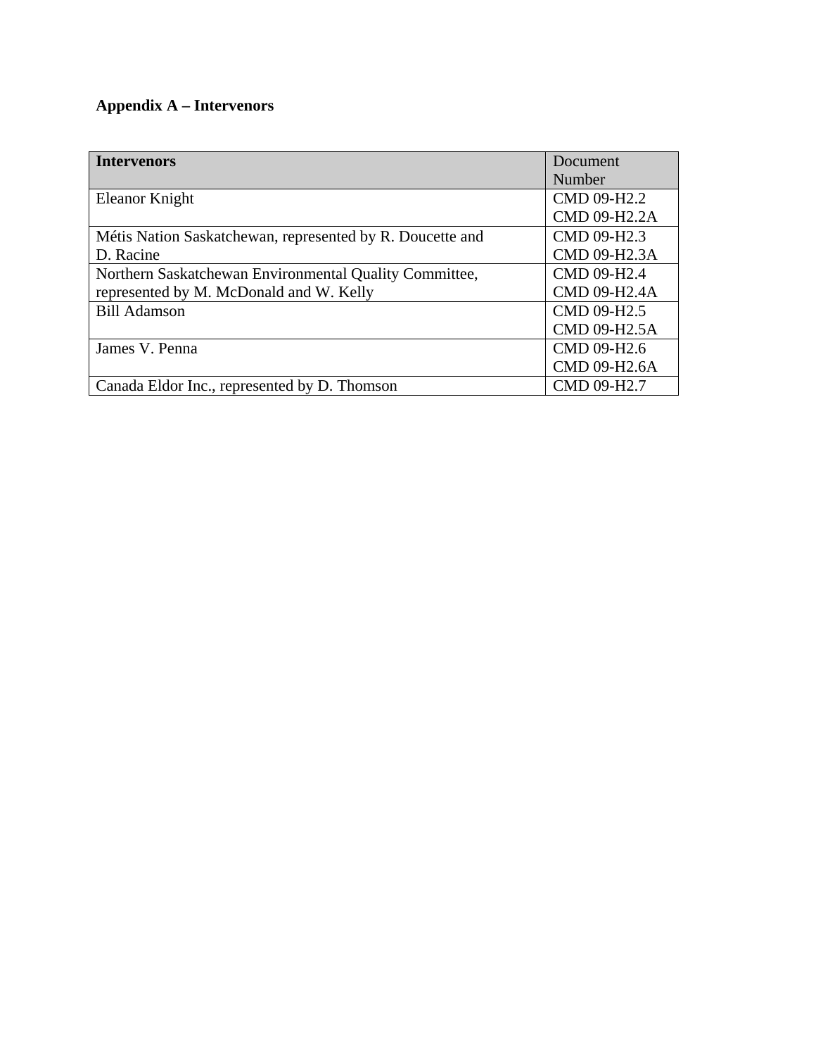**Appendix A – Intervenors**

| Intervenors | Document Number |
| --- | --- |
| Eleanor Knight | CMD 09-H2.2<br>CMD 09-H2.2A |
| Métis Nation Saskatchewan, represented by R. Doucette and D. Racine | CMD 09-H2.3<br>CMD 09-H2.3A |
| Northern Saskatchewan Environmental Quality Committee, represented by M. McDonald and W. Kelly | CMD 09-H2.4<br>CMD 09-H2.4A |
| Bill Adamson | CMD 09-H2.5<br>CMD 09-H2.5A |
| James V. Penna | CMD 09-H2.6<br>CMD 09-H2.6A |
| Canada Eldor Inc., represented by D. Thomson | CMD 09-H2.7 |